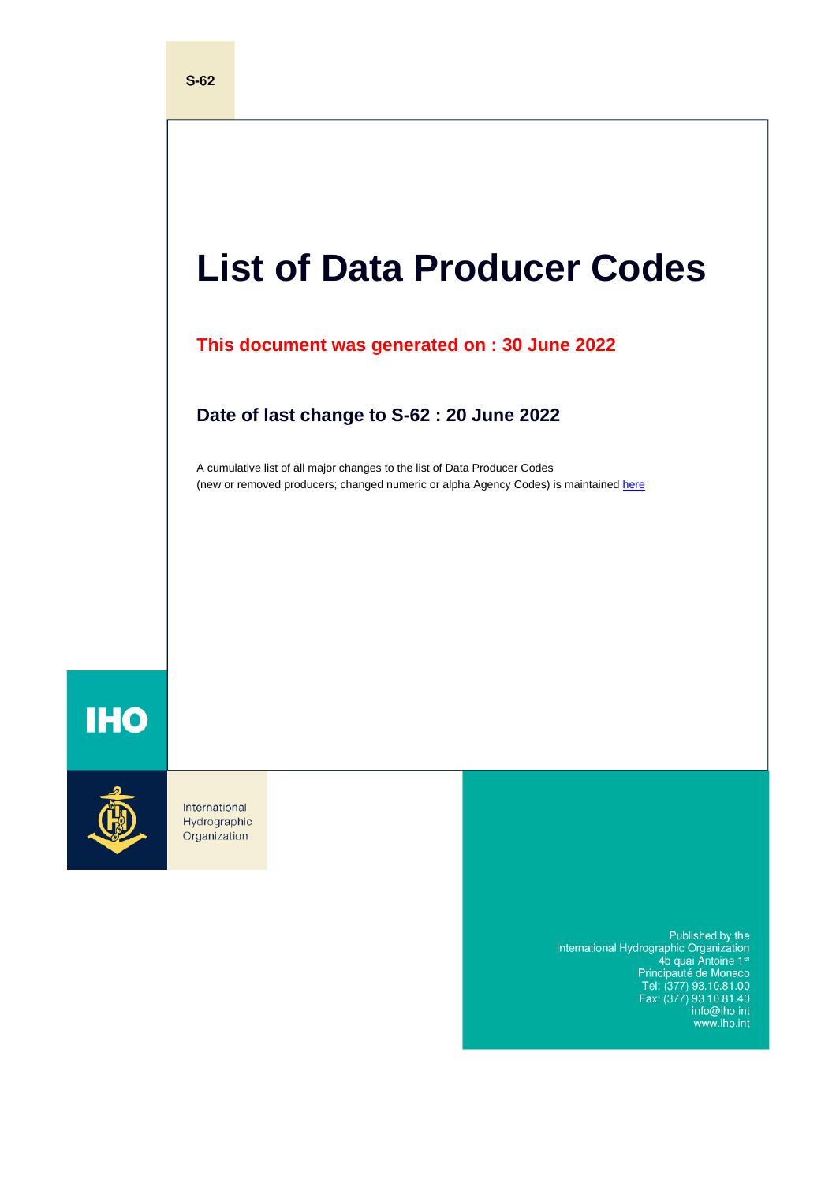S-62

# List of Data Producer Codes

**This document was generated on : 30 June 2022**

**Date of last change to S-62 : 20 June 2022**

A cumulative list of all major changes to the list of Data Producer Codes
(new or removed producers; changed numeric or alpha Agency Codes) is maintained [here]()

IHO

International
Hydrographic
Organization

Published by the
International Hydrographic Organization
4b quai Antoine 1[er]
Principauté de Monaco
Tel: (377) 93.10.81.00
Fax: (377) 93.10.81.40
info@iho.int
www.iho.int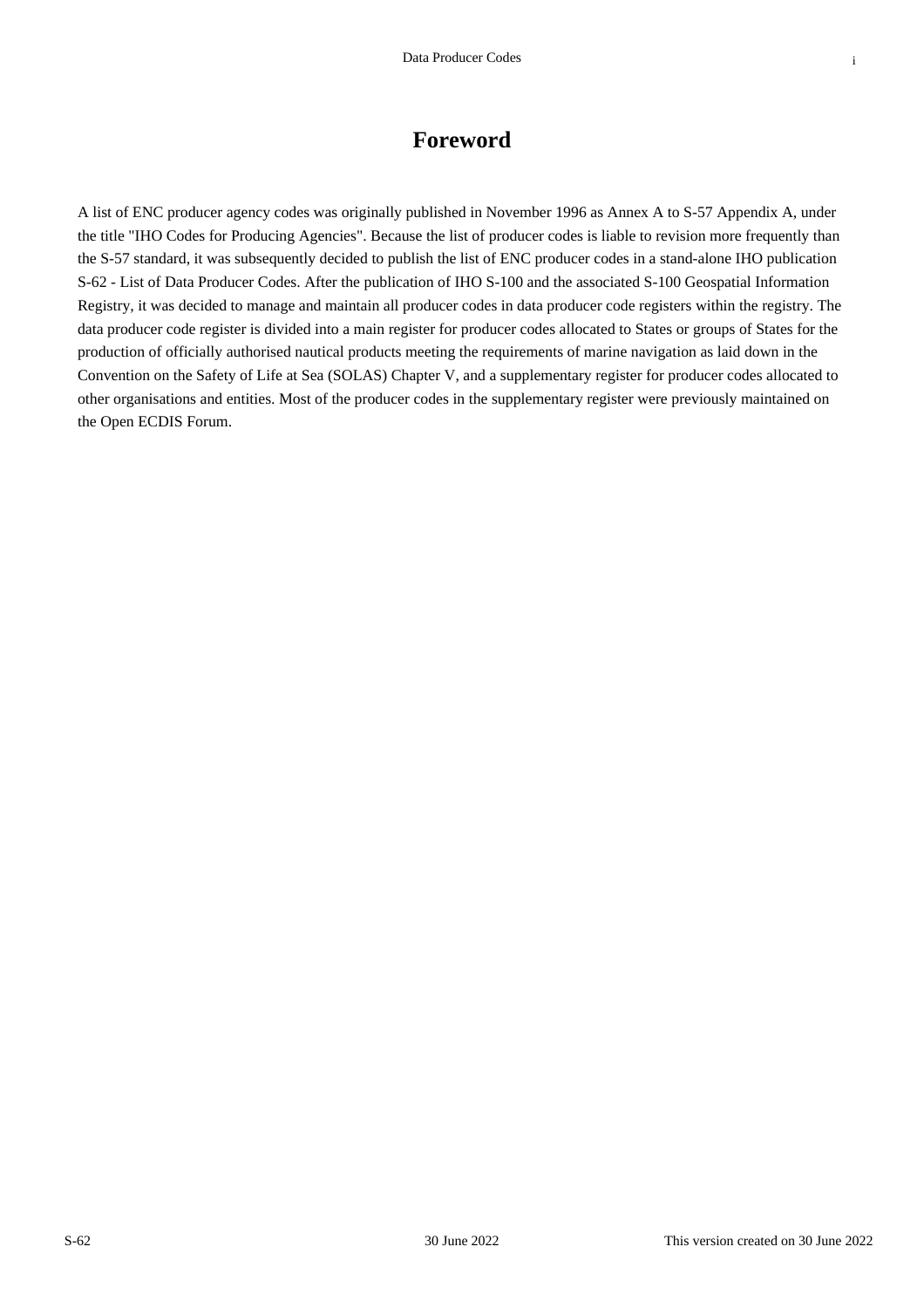# Foreword

A list of ENC producer agency codes was originally published in November 1996 as Annex A to S-57 Appendix A, under the title "IHO Codes for Producing Agencies". Because the list of producer codes is liable to revision more frequently than the S-57 standard, it was subsequently decided to publish the list of ENC producer codes in a stand-alone IHO publication S-62 - List of Data Producer Codes. After the publication of IHO S-100 and the associated S-100 Geospatial Information Registry, it was decided to manage and maintain all producer codes in data producer code registers within the registry. The data producer code register is divided into a main register for producer codes allocated to States or groups of States for the production of officially authorised nautical products meeting the requirements of marine navigation as laid down in the Convention on the Safety of Life at Sea (SOLAS) Chapter V, and a supplementary register for producer codes allocated to other organisations and entities. Most of the producer codes in the supplementary register were previously maintained on the Open ECDIS Forum.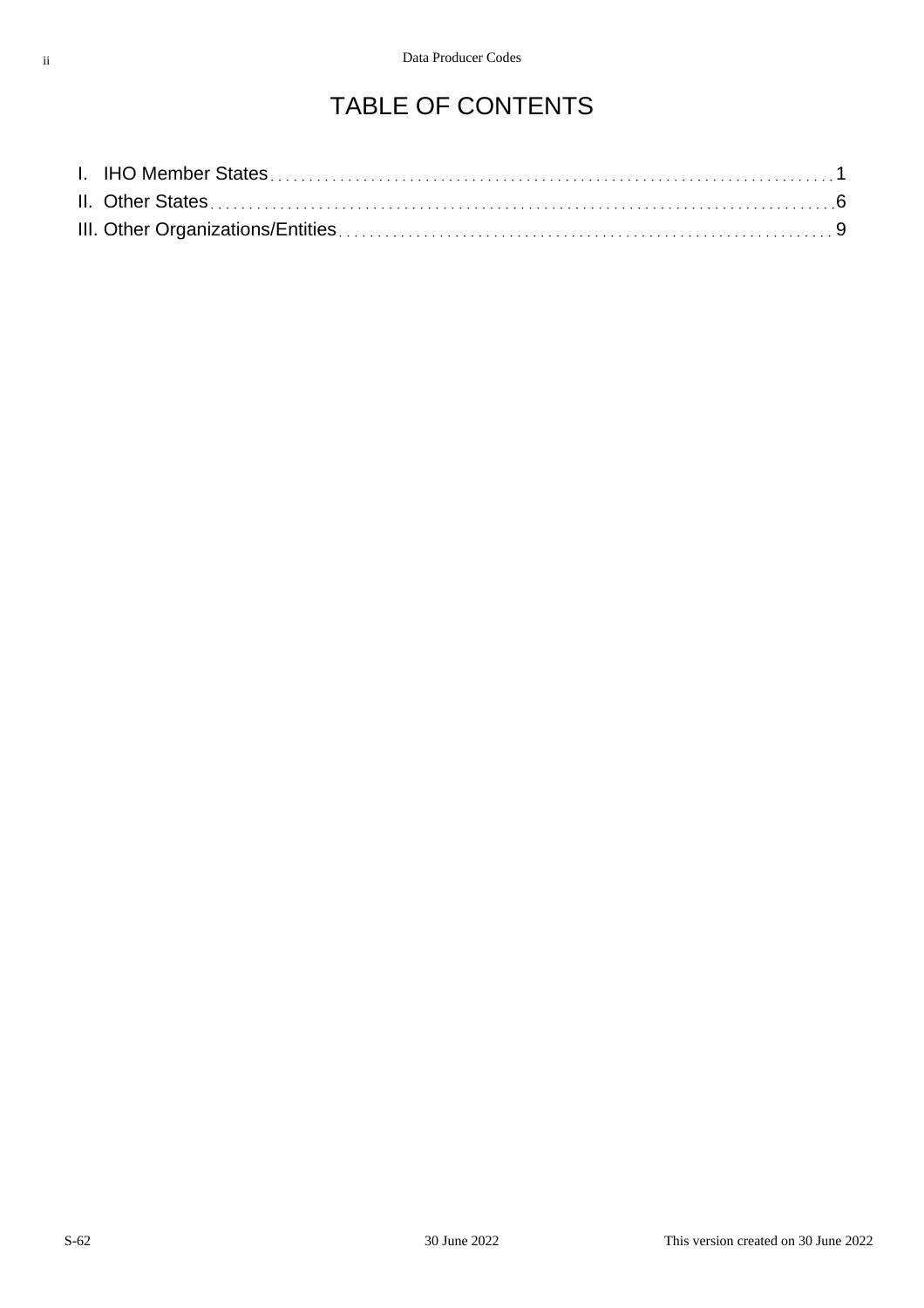# TABLE OF CONTENTS

I. IHO Member States .......... 1
II. Other States .......... 6
III. Other Organizations/Entities .......... 9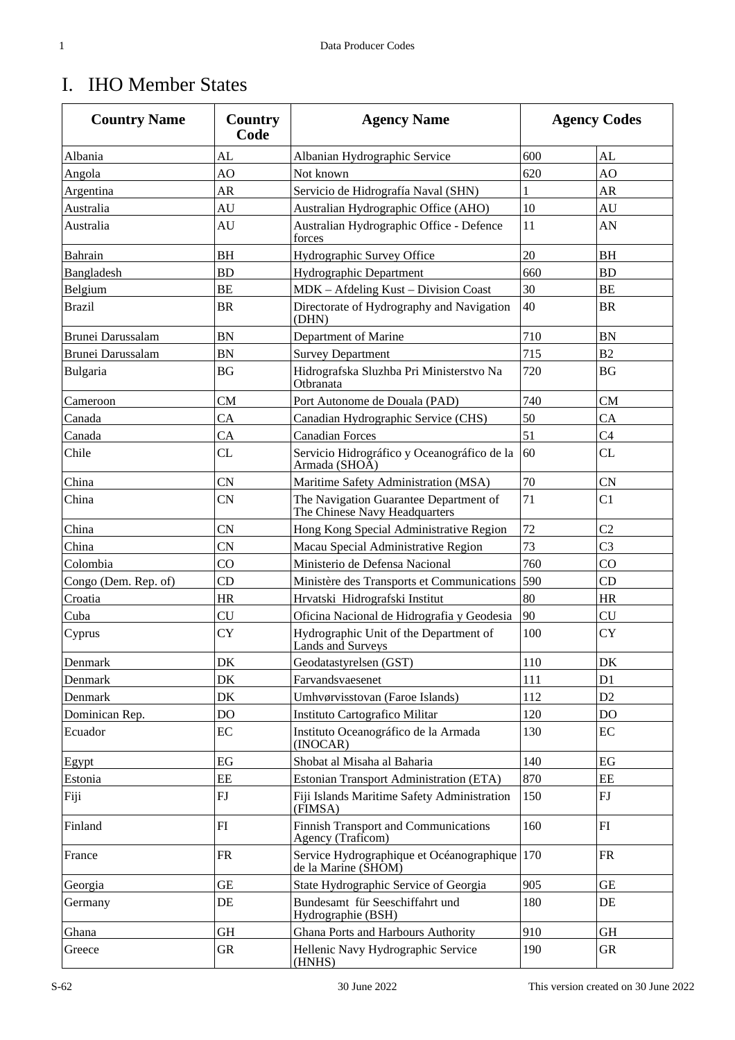# I. IHO Member States

| Country Name | Country Code | Agency Name | Agency Codes | |
|---|---|---|---|---|
| Albania | AL | Albanian Hydrographic Service | 600 | AL |
| Angola | AO | Not known | 620 | AO |
| Argentina | AR | Servicio de Hidrografía Naval (SHN) | 1 | AR |
| Australia | AU | Australian Hydrographic Office (AHO) | 10 | AU |
| Australia | AU | Australian Hydrographic Office - Defence forces | 11 | AN |
| Bahrain | BH | Hydrographic Survey Office | 20 | BH |
| Bangladesh | BD | Hydrographic Department | 660 | BD |
| Belgium | BE | MDK – Afdeling Kust – Division Coast | 30 | BE |
| Brazil | BR | Directorate of Hydrography and Navigation (DHN) | 40 | BR |
| Brunei Darussalam | BN | Department of Marine | 710 | BN |
| Brunei Darussalam | BN | Survey Department | 715 | B2 |
| Bulgaria | BG | Hidrografska Sluzhba Pri Ministerstvo Na Otbranata | 720 | BG |
| Cameroon | CM | Port Autonome de Douala (PAD) | 740 | CM |
| Canada | CA | Canadian Hydrographic Service (CHS) | 50 | CA |
| Canada | CA | Canadian Forces | 51 | C4 |
| Chile | CL | Servicio Hidrográfico y Oceanográfico de la Armada (SHOA) | 60 | CL |
| China | CN | Maritime Safety Administration (MSA) | 70 | CN |
| China | CN | The Navigation Guarantee Department of The Chinese Navy Headquarters | 71 | C1 |
| China | CN | Hong Kong Special Administrative Region | 72 | C2 |
| China | CN | Macau Special Administrative Region | 73 | C3 |
| Colombia | CO | Ministerio de Defensa Nacional | 760 | CO |
| Congo (Dem. Rep. of) | CD | Ministère des Transports et Communications | 590 | CD |
| Croatia | HR | Hrvatski Hidrografski Institut | 80 | HR |
| Cuba | CU | Oficina Nacional de Hidrografia y Geodesia | 90 | CU |
| Cyprus | CY | Hydrographic Unit of the Department of Lands and Surveys | 100 | CY |
| Denmark | DK | Geodatastyrelsen (GST) | 110 | DK |
| Denmark | DK | Farvandsvaesenet | 111 | D1 |
| Denmark | DK | Umhvørvisstovan (Faroe Islands) | 112 | D2 |
| Dominican Rep. | DO | Instituto Cartografico Militar | 120 | DO |
| Ecuador | EC | Instituto Oceanográfico de la Armada (INOCAR) | 130 | EC |
| Egypt | EG | Shobat al Misaha al Baharia | 140 | EG |
| Estonia | EE | Estonian Transport Administration (ETA) | 870 | EE |
| Fiji | FJ | Fiji Islands Maritime Safety Administration (FIMSA) | 150 | FJ |
| Finland | FI | Finnish Transport and Communications Agency (Traficom) | 160 | FI |
| France | FR | Service Hydrographique et Océanographique de la Marine (SHOM) | 170 | FR |
| Georgia | GE | State Hydrographic Service of Georgia | 905 | GE |
| Germany | DE | Bundesamt für Seeschiffahrt und Hydrographie (BSH) | 180 | DE |
| Ghana | GH | Ghana Ports and Harbours Authority | 910 | GH |
| Greece | GR | Hellenic Navy Hydrographic Service (HNHS) | 190 | GR |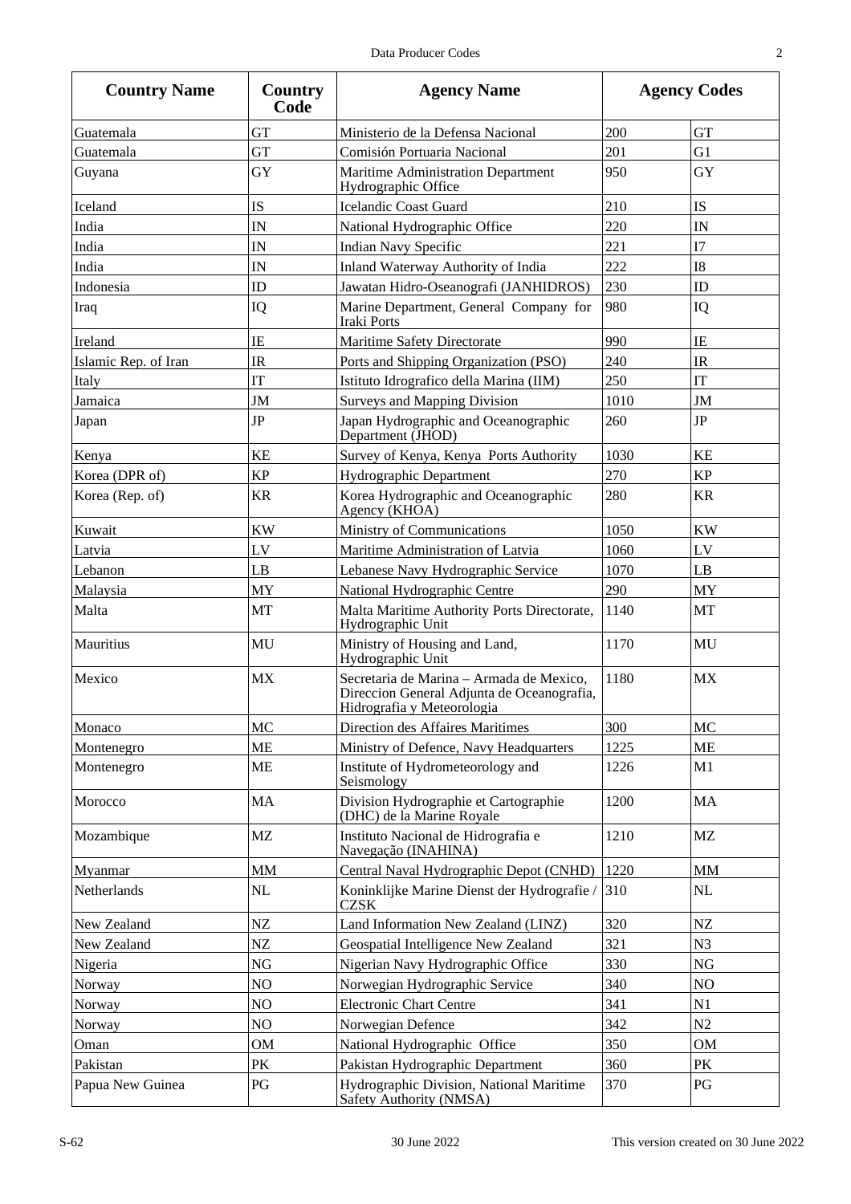| Country Name | Country Code | Agency Name | Agency Codes | |
|---|---|---|---|---|
| Guatemala | GT | Ministerio de la Defensa Nacional | 200 | GT |
| Guatemala | GT | Comisión Portuaria Nacional | 201 | G1 |
| Guyana | GY | Maritime Administration Department Hydrographic Office | 950 | GY |
| Iceland | IS | Icelandic Coast Guard | 210 | IS |
| India | IN | National Hydrographic Office | 220 | IN |
| India | IN | Indian Navy Specific | 221 | I7 |
| India | IN | Inland Waterway Authority of India | 222 | I8 |
| Indonesia | ID | Jawatan Hidro-Oseanografi (JANHIDROS) | 230 | ID |
| Iraq | IQ | Marine Department, General Company for Iraki Ports | 980 | IQ |
| Ireland | IE | Maritime Safety Directorate | 990 | IE |
| Islamic Rep. of Iran | IR | Ports and Shipping Organization (PSO) | 240 | IR |
| Italy | IT | Istituto Idrografico della Marina (IIM) | 250 | IT |
| Jamaica | JM | Surveys and Mapping Division | 1010 | JM |
| Japan | JP | Japan Hydrographic and Oceanographic Department (JHOD) | 260 | JP |
| Kenya | KE | Survey of Kenya, Kenya Ports Authority | 1030 | KE |
| Korea (DPR of) | KP | Hydrographic Department | 270 | KP |
| Korea (Rep. of) | KR | Korea Hydrographic and Oceanographic Agency (KHOA) | 280 | KR |
| Kuwait | KW | Ministry of Communications | 1050 | KW |
| Latvia | LV | Maritime Administration of Latvia | 1060 | LV |
| Lebanon | LB | Lebanese Navy Hydrographic Service | 1070 | LB |
| Malaysia | MY | National Hydrographic Centre | 290 | MY |
| Malta | MT | Malta Maritime Authority Ports Directorate, Hydrographic Unit | 1140 | MT |
| Mauritius | MU | Ministry of Housing and Land, Hydrographic Unit | 1170 | MU |
| Mexico | MX | Secretaria de Marina – Armada de Mexico, Direccion General Adjunta de Oceanografia, Hidrografia y Meteorologia | 1180 | MX |
| Monaco | MC | Direction des Affaires Maritimes | 300 | MC |
| Montenegro | ME | Ministry of Defence, Navy Headquarters | 1225 | ME |
| Montenegro | ME | Institute of Hydrometeorology and Seismology | 1226 | M1 |
| Morocco | MA | Division Hydrographie et Cartographie (DHC) de la Marine Royale | 1200 | MA |
| Mozambique | MZ | Instituto Nacional de Hidrografia e Navegação (INAHINA) | 1210 | MZ |
| Myanmar | MM | Central Naval Hydrographic Depot (CNHD) | 1220 | MM |
| Netherlands | NL | Koninklijke Marine Dienst der Hydrografie / CZSK | 310 | NL |
| New Zealand | NZ | Land Information New Zealand (LINZ) | 320 | NZ |
| New Zealand | NZ | Geospatial Intelligence New Zealand | 321 | N3 |
| Nigeria | NG | Nigerian Navy Hydrographic Office | 330 | NG |
| Norway | NO | Norwegian Hydrographic Service | 340 | NO |
| Norway | NO | Electronic Chart Centre | 341 | N1 |
| Norway | NO | Norwegian Defence | 342 | N2 |
| Oman | OM | National Hydrographic Office | 350 | OM |
| Pakistan | PK | Pakistan Hydrographic Department | 360 | PK |
| Papua New Guinea | PG | Hydrographic Division, National Maritime Safety Authority (NMSA) | 370 | PG |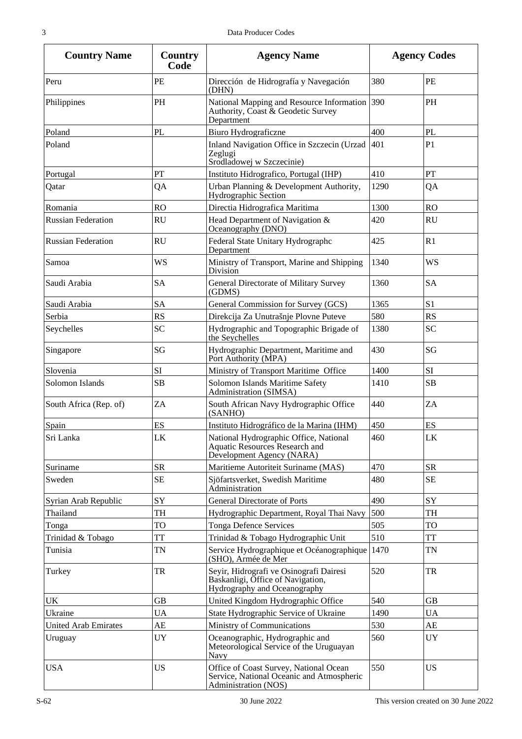| Country Name | Country Code | Agency Name | Agency Codes | |
|---|---|---|---|---|
| Peru | PE | Dirección de Hidrografía y Navegación (DHN) | 380 | PE |
| Philippines | PH | National Mapping and Resource Information Authority, Coast & Geodetic Survey Department | 390 | PH |
| Poland | PL | Biuro Hydrograficzne | 400 | PL |
| Poland | | Inland Navigation Office in Szczecin (Urzad Zeglugi Srodladowej w Szczecinie) | 401 | P1 |
| Portugal | PT | Instituto Hidrografico, Portugal (IHP) | 410 | PT |
| Qatar | QA | Urban Planning & Development Authority, Hydrographic Section | 1290 | QA |
| Romania | RO | Directia Hidrografica Maritima | 1300 | RO |
| Russian Federation | RU | Head Department of Navigation & Oceanography (DNO) | 420 | RU |
| Russian Federation | RU | Federal State Unitary Hydrographc Department | 425 | R1 |
| Samoa | WS | Ministry of Transport, Marine and Shipping Division | 1340 | WS |
| Saudi Arabia | SA | General Directorate of Military Survey (GDMS) | 1360 | SA |
| Saudi Arabia | SA | General Commission for Survey (GCS) | 1365 | S1 |
| Serbia | RS | Direkcija Za Unutrašnje Plovne Puteve | 580 | RS |
| Seychelles | SC | Hydrographic and Topographic Brigade of the Seychelles | 1380 | SC |
| Singapore | SG | Hydrographic Department, Maritime and Port Authority (MPA) | 430 | SG |
| Slovenia | SI | Ministry of Transport Maritime Office | 1400 | SI |
| Solomon Islands | SB | Solomon Islands Maritime Safety Administration (SIMSA) | 1410 | SB |
| South Africa (Rep. of) | ZA | South African Navy Hydrographic Office (SANHO) | 440 | ZA |
| Spain | ES | Instituto Hidrográfico de la Marina (IHM) | 450 | ES |
| Sri Lanka | LK | National Hydrographic Office, National Aquatic Resources Research and Development Agency (NARA) | 460 | LK |
| Suriname | SR | Maritieme Autoriteit Suriname (MAS) | 470 | SR |
| Sweden | SE | Sjöfartsverket, Swedish Maritime Administration | 480 | SE |
| Syrian Arab Republic | SY | General Directorate of Ports | 490 | SY |
| Thailand | TH | Hydrographic Department, Royal Thai Navy | 500 | TH |
| Tonga | TO | Tonga Defence Services | 505 | TO |
| Trinidad & Tobago | TT | Trinidad & Tobago Hydrographic Unit | 510 | TT |
| Tunisia | TN | Service Hydrographique et Océanographique (SHO), Armée de Mer | 1470 | TN |
| Turkey | TR | Seyir, Hidrografi ve Osinografi Dairesi Baskanligi, Office of Navigation, Hydrography and Oceanography | 520 | TR |
| UK | GB | United Kingdom Hydrographic Office | 540 | GB |
| Ukraine | UA | State Hydrographic Service of Ukraine | 1490 | UA |
| United Arab Emirates | AE | Ministry of Communications | 530 | AE |
| Uruguay | UY | Oceanographic, Hydrographic and Meteorological Service of the Uruguayan Navy | 560 | UY |
| USA | US | Office of Coast Survey, National Ocean Service, National Oceanic and Atmospheric Administration (NOS) | 550 | US |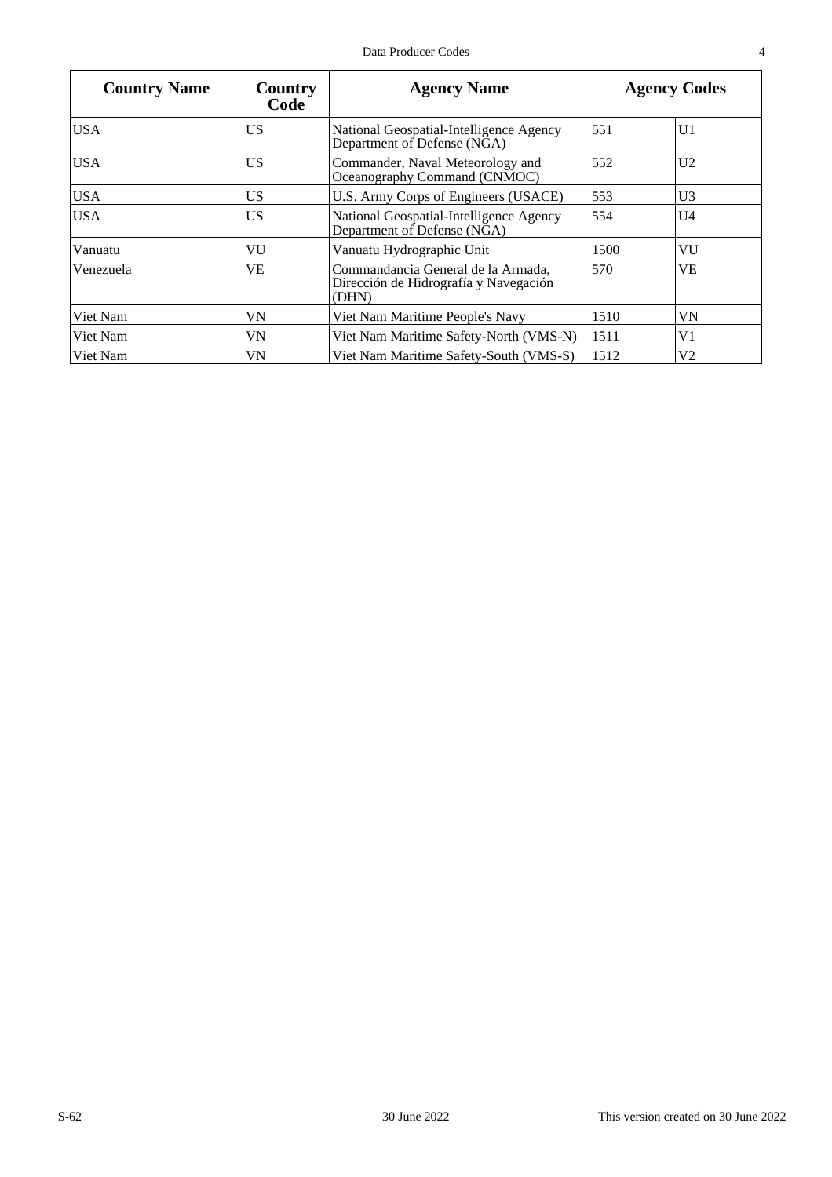| Country Name | Country Code | Agency Name | Agency Codes | |
|---|---|---|---|---|
| USA | US | National Geospatial-Intelligence Agency Department of Defense (NGA) | 551 | U1 |
| USA | US | Commander, Naval Meteorology and Oceanography Command (CNMOC) | 552 | U2 |
| USA | US | U.S. Army Corps of Engineers (USACE) | 553 | U3 |
| USA | US | National Geospatial-Intelligence Agency Department of Defense (NGA) | 554 | U4 |
| Vanuatu | VU | Vanuatu Hydrographic Unit | 1500 | VU |
| Venezuela | VE | Commandancia General de la Armada, Dirección de Hidrografía y Navegación (DHN) | 570 | VE |
| Viet Nam | VN | Viet Nam Maritime People's Navy | 1510 | VN |
| Viet Nam | VN | Viet Nam Maritime Safety-North (VMS-N) | 1511 | V1 |
| Viet Nam | VN | Viet Nam Maritime Safety-South (VMS-S) | 1512 | V2 |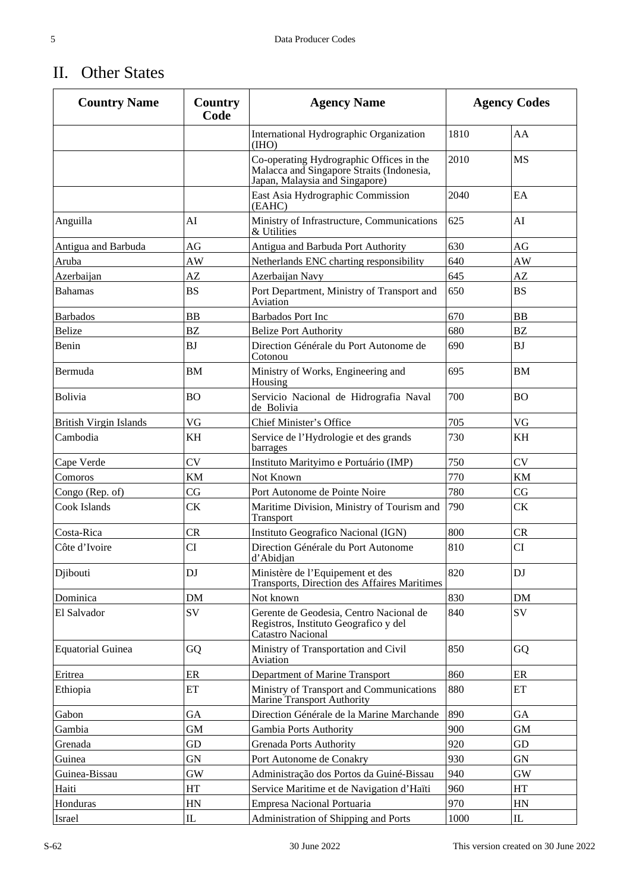# II. Other States

| Country Name | Country Code | Agency Name | Agency Codes | |
|---|---|---|---|---|
| | | International Hydrographic Organization (IHO) | 1810 | AA |
| | | Co-operating Hydrographic Offices in the Malacca and Singapore Straits (Indonesia, Japan, Malaysia and Singapore) | 2010 | MS |
| | | East Asia Hydrographic Commission (EAHC) | 2040 | EA |
| Anguilla | AI | Ministry of Infrastructure, Communications & Utilities | 625 | AI |
| Antigua and Barbuda | AG | Antigua and Barbuda Port Authority | 630 | AG |
| Aruba | AW | Netherlands ENC charting responsibility | 640 | AW |
| Azerbaijan | AZ | Azerbaijan Navy | 645 | AZ |
| Bahamas | BS | Port Department, Ministry of Transport and Aviation | 650 | BS |
| Barbados | BB | Barbados Port Inc | 670 | BB |
| Belize | BZ | Belize Port Authority | 680 | BZ |
| Benin | BJ | Direction Générale du Port Autonome de Cotonou | 690 | BJ |
| Bermuda | BM | Ministry of Works, Engineering and Housing | 695 | BM |
| Bolivia | BO | Servicio Nacional de Hidrografia Naval de Bolivia | 700 | BO |
| British Virgin Islands | VG | Chief Minister's Office | 705 | VG |
| Cambodia | KH | Service de l'Hydrologie et des grands barrages | 730 | KH |
| Cape Verde | CV | Instituto Marityimo e Portuário (IMP) | 750 | CV |
| Comoros | KM | Not Known | 770 | KM |
| Congo (Rep. of) | CG | Port Autonome de Pointe Noire | 780 | CG |
| Cook Islands | CK | Maritime Division, Ministry of Tourism and Transport | 790 | CK |
| Costa-Rica | CR | Instituto Geografico Nacional (IGN) | 800 | CR |
| Côte d'Ivoire | CI | Direction Générale du Port Autonome d'Abidjan | 810 | CI |
| Djibouti | DJ | Ministère de l'Equipement et des Transports, Direction des Affaires Maritimes | 820 | DJ |
| Dominica | DM | Not known | 830 | DM |
| El Salvador | SV | Gerente de Geodesia, Centro Nacional de Registros, Instituto Geografico y del Catastro Nacional | 840 | SV |
| Equatorial Guinea | GQ | Ministry of Transportation and Civil Aviation | 850 | GQ |
| Eritrea | ER | Department of Marine Transport | 860 | ER |
| Ethiopia | ET | Ministry of Transport and Communications Marine Transport Authority | 880 | ET |
| Gabon | GA | Direction Générale de la Marine Marchande | 890 | GA |
| Gambia | GM | Gambia Ports Authority | 900 | GM |
| Grenada | GD | Grenada Ports Authority | 920 | GD |
| Guinea | GN | Port Autonome de Conakry | 930 | GN |
| Guinea-Bissau | GW | Administração dos Portos da Guiné-Bissau | 940 | GW |
| Haiti | HT | Service Maritime et de Navigation d'Haïti | 960 | HT |
| Honduras | HN | Empresa Nacional Portuaria | 970 | HN |
| Israel | IL | Administration of Shipping and Ports | 1000 | IL |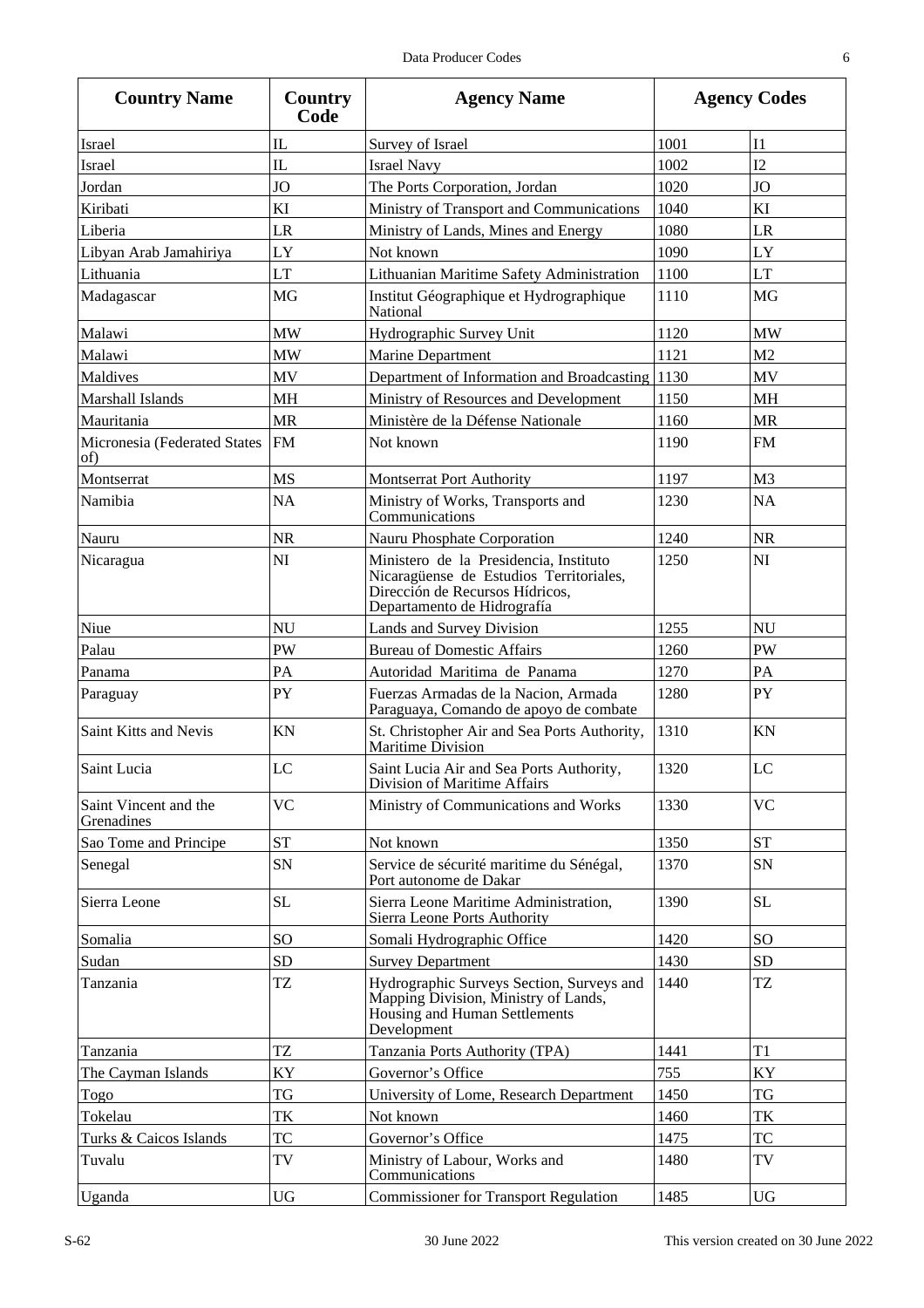| Country Name | Country Code | Agency Name | Agency Codes | |
|---|---|---|---|---|
| Israel | IL | Survey of Israel | 1001 | I1 |
| Israel | IL | Israel Navy | 1002 | I2 |
| Jordan | JO | The Ports Corporation, Jordan | 1020 | JO |
| Kiribati | KI | Ministry of Transport and Communications | 1040 | KI |
| Liberia | LR | Ministry of Lands, Mines and Energy | 1080 | LR |
| Libyan Arab Jamahiriya | LY | Not known | 1090 | LY |
| Lithuania | LT | Lithuanian Maritime Safety Administration | 1100 | LT |
| Madagascar | MG | Institut Géographique et Hydrographique National | 1110 | MG |
| Malawi | MW | Hydrographic Survey Unit | 1120 | MW |
| Malawi | MW | Marine Department | 1121 | M2 |
| Maldives | MV | Department of Information and Broadcasting | 1130 | MV |
| Marshall Islands | MH | Ministry of Resources and Development | 1150 | MH |
| Mauritania | MR | Ministère de la Défense Nationale | 1160 | MR |
| Micronesia (Federated States of) | FM | Not known | 1190 | FM |
| Montserrat | MS | Montserrat Port Authority | 1197 | M3 |
| Namibia | NA | Ministry of Works, Transports and Communications | 1230 | NA |
| Nauru | NR | Nauru Phosphate Corporation | 1240 | NR |
| Nicaragua | NI | Ministero de la Presidencia, Instituto Nicaragüense de Estudios Territoriales, Dirección de Recursos Hídricos, Departamento de Hidrografía | 1250 | NI |
| Niue | NU | Lands and Survey Division | 1255 | NU |
| Palau | PW | Bureau of Domestic Affairs | 1260 | PW |
| Panama | PA | Autoridad Maritima de Panama | 1270 | PA |
| Paraguay | PY | Fuerzas Armadas de la Nacion, Armada Paraguaya, Comando de apoyo de combate | 1280 | PY |
| Saint Kitts and Nevis | KN | St. Christopher Air and Sea Ports Authority, Maritime Division | 1310 | KN |
| Saint Lucia | LC | Saint Lucia Air and Sea Ports Authority, Division of Maritime Affairs | 1320 | LC |
| Saint Vincent and the Grenadines | VC | Ministry of Communications and Works | 1330 | VC |
| Sao Tome and Principe | ST | Not known | 1350 | ST |
| Senegal | SN | Service de sécurité maritime du Sénégal, Port autonome de Dakar | 1370 | SN |
| Sierra Leone | SL | Sierra Leone Maritime Administration, Sierra Leone Ports Authority | 1390 | SL |
| Somalia | SO | Somali Hydrographic Office | 1420 | SO |
| Sudan | SD | Survey Department | 1430 | SD |
| Tanzania | TZ | Hydrographic Surveys Section, Surveys and Mapping Division, Ministry of Lands, Housing and Human Settlements Development | 1440 | TZ |
| Tanzania | TZ | Tanzania Ports Authority (TPA) | 1441 | T1 |
| The Cayman Islands | KY | Governor's Office | 755 | KY |
| Togo | TG | University of Lome, Research Department | 1450 | TG |
| Tokelau | TK | Not known | 1460 | TK |
| Turks & Caicos Islands | TC | Governor's Office | 1475 | TC |
| Tuvalu | TV | Ministry of Labour, Works and Communications | 1480 | TV |
| Uganda | UG | Commissioner for Transport Regulation | 1485 | UG |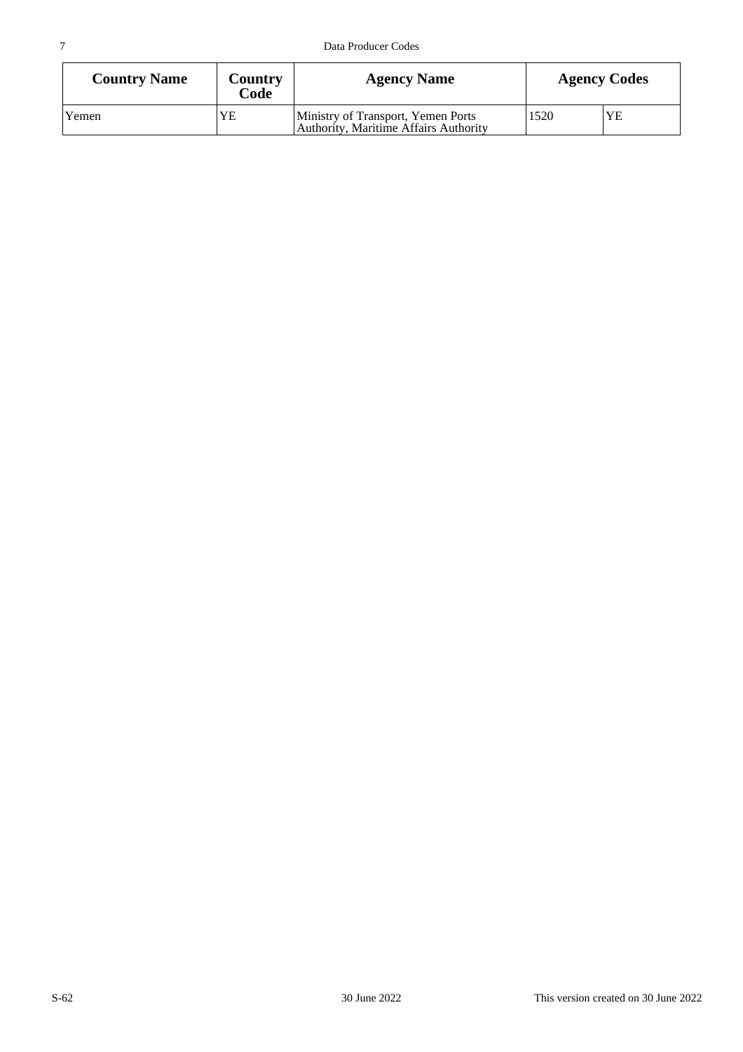| Country Name | Country Code | Agency Name | Agency Codes | |
|---|---|---|---|---|
| Yemen | YE | Ministry of Transport, Yemen Ports Authority, Maritime Affairs Authority | 1520 | YE |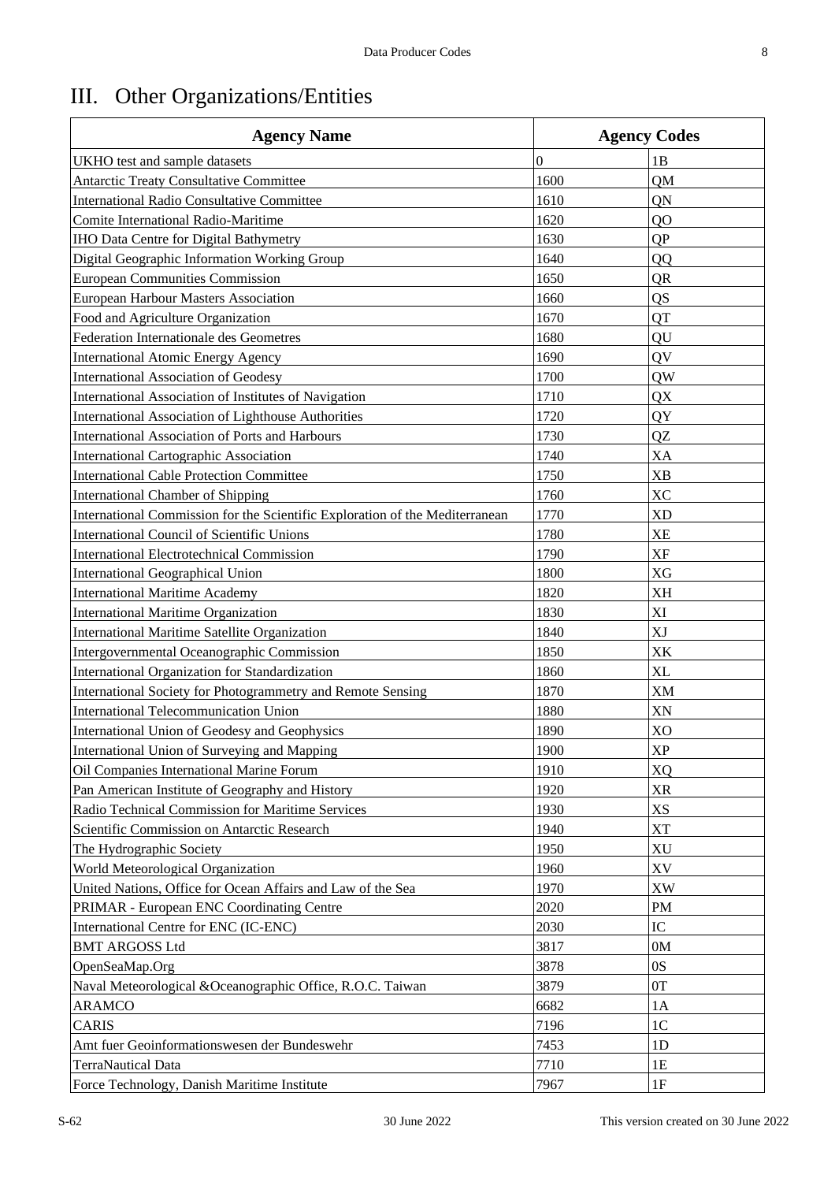# III. Other Organizations/Entities

| Agency Name | Agency Codes | |
|---|---|---|
| UKHO test and sample datasets | 0 | 1B |
| Antarctic Treaty Consultative Committee | 1600 | QM |
| International Radio Consultative Committee | 1610 | QN |
| Comite International Radio-Maritime | 1620 | QO |
| IHO Data Centre for Digital Bathymetry | 1630 | QP |
| Digital Geographic Information Working Group | 1640 | QQ |
| European Communities Commission | 1650 | QR |
| European Harbour Masters Association | 1660 | QS |
| Food and Agriculture Organization | 1670 | QT |
| Federation Internationale des Geometres | 1680 | QU |
| International Atomic Energy Agency | 1690 | QV |
| International Association of Geodesy | 1700 | QW |
| International Association of Institutes of Navigation | 1710 | QX |
| International Association of Lighthouse Authorities | 1720 | QY |
| International Association of Ports and Harbours | 1730 | QZ |
| International Cartographic Association | 1740 | XA |
| International Cable Protection Committee | 1750 | XB |
| International Chamber of Shipping | 1760 | XC |
| International Commission for the Scientific Exploration of the Mediterranean | 1770 | XD |
| International Council of Scientific Unions | 1780 | XE |
| International Electrotechnical Commission | 1790 | XF |
| International Geographical Union | 1800 | XG |
| International Maritime Academy | 1820 | XH |
| International Maritime Organization | 1830 | XI |
| International Maritime Satellite Organization | 1840 | XJ |
| Intergovernmental Oceanographic Commission | 1850 | XK |
| International Organization for Standardization | 1860 | XL |
| International Society for Photogrammetry and Remote Sensing | 1870 | XM |
| International Telecommunication Union | 1880 | XN |
| International Union of Geodesy and Geophysics | 1890 | XO |
| International Union of Surveying and Mapping | 1900 | XP |
| Oil Companies International Marine Forum | 1910 | XQ |
| Pan American Institute of Geography and History | 1920 | XR |
| Radio Technical Commission for Maritime Services | 1930 | XS |
| Scientific Commission on Antarctic Research | 1940 | XT |
| The Hydrographic Society | 1950 | XU |
| World Meteorological Organization | 1960 | XV |
| United Nations, Office for Ocean Affairs and Law of the Sea | 1970 | XW |
| PRIMAR - European ENC Coordinating Centre | 2020 | PM |
| International Centre for ENC (IC-ENC) | 2030 | IC |
| BMT ARGOSS Ltd | 3817 | 0M |
| OpenSeaMap.Org | 3878 | 0S |
| Naval Meteorological &Oceanographic Office, R.O.C. Taiwan | 3879 | 0T |
| ARAMCO | 6682 | 1A |
| CARIS | 7196 | 1C |
| Amt fuer Geoinformationswesen der Bundeswehr | 7453 | 1D |
| TerraNautical Data | 7710 | 1E |
| Force Technology, Danish Maritime Institute | 7967 | 1F |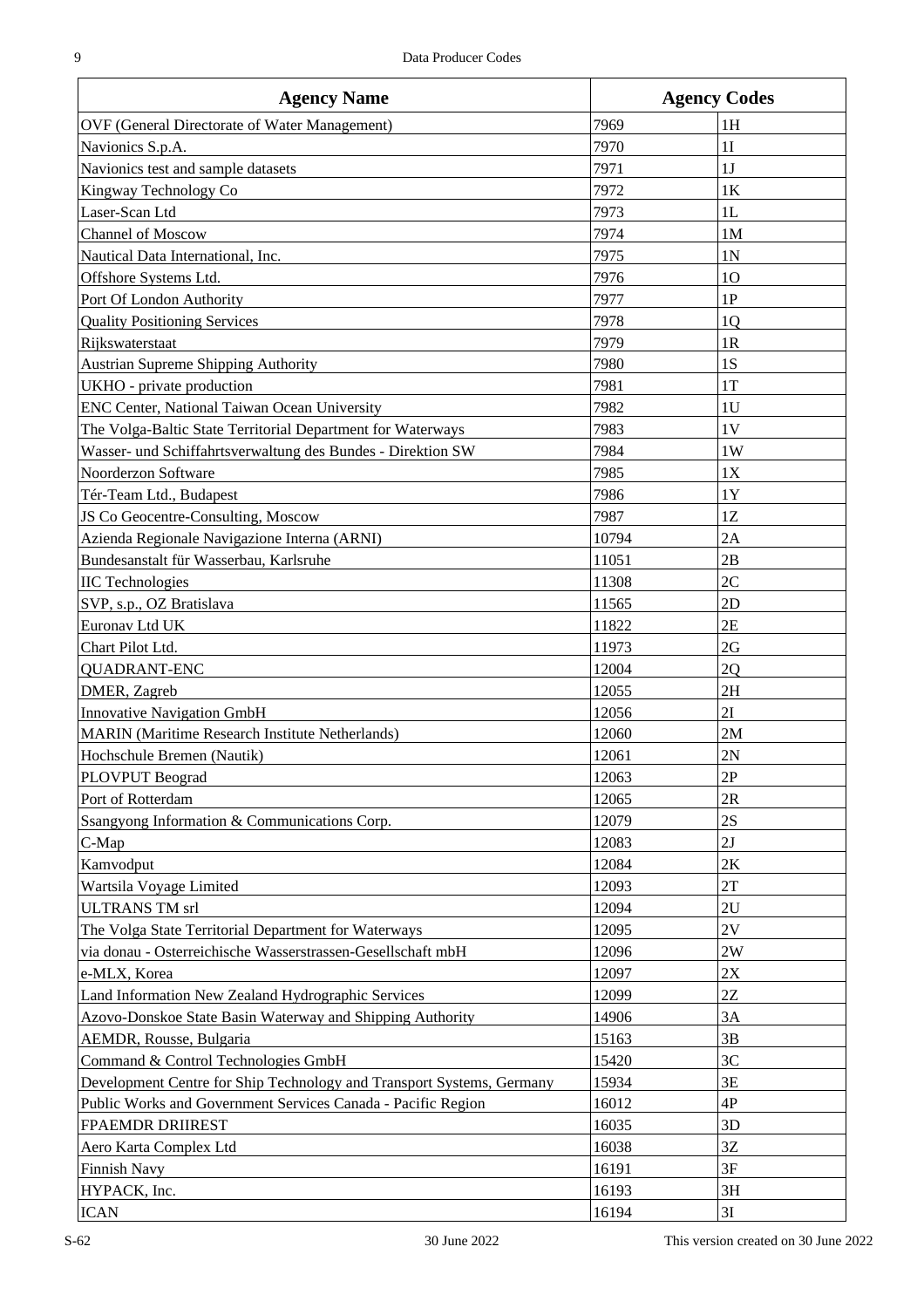| Agency Name | Agency Codes | |
|---|---|---|
| OVF (General Directorate of Water Management) | 7969 | 1H |
| Navionics S.p.A. | 7970 | 1I |
| Navionics test and sample datasets | 7971 | 1J |
| Kingway Technology Co | 7972 | 1K |
| Laser-Scan Ltd | 7973 | 1L |
| Channel of Moscow | 7974 | 1M |
| Nautical Data International, Inc. | 7975 | 1N |
| Offshore Systems Ltd. | 7976 | 1O |
| Port Of London Authority | 7977 | 1P |
| Quality Positioning Services | 7978 | 1Q |
| Rijkswaterstaat | 7979 | 1R |
| Austrian Supreme Shipping Authority | 7980 | 1S |
| UKHO - private production | 7981 | 1T |
| ENC Center, National Taiwan Ocean University | 7982 | 1U |
| The Volga-Baltic State Territorial Department for Waterways | 7983 | 1V |
| Wasser- und Schiffahrtsverwaltung des Bundes - Direktion SW | 7984 | 1W |
| Noorderzon Software | 7985 | 1X |
| Tér-Team Ltd., Budapest | 7986 | 1Y |
| JS Co Geocentre-Consulting, Moscow | 7987 | 1Z |
| Azienda Regionale Navigazione Interna (ARNI) | 10794 | 2A |
| Bundesanstalt für Wasserbau, Karlsruhe | 11051 | 2B |
| IIC Technologies | 11308 | 2C |
| SVP, s.p., OZ Bratislava | 11565 | 2D |
| Euronav Ltd UK | 11822 | 2E |
| Chart Pilot Ltd. | 11973 | 2G |
| QUADRANT-ENC | 12004 | 2Q |
| DMER, Zagreb | 12055 | 2H |
| Innovative Navigation GmbH | 12056 | 2I |
| MARIN (Maritime Research Institute Netherlands) | 12060 | 2M |
| Hochschule Bremen (Nautik) | 12061 | 2N |
| PLOVPUT Beograd | 12063 | 2P |
| Port of Rotterdam | 12065 | 2R |
| Ssangyong Information & Communications Corp. | 12079 | 2S |
| C-Map | 12083 | 2J |
| Kamvodput | 12084 | 2K |
| Wartsila Voyage Limited | 12093 | 2T |
| ULTRANS TM srl | 12094 | 2U |
| The Volga State Territorial Department for Waterways | 12095 | 2V |
| via donau - Osterreichische Wasserstrassen-Gesellschaft mbH | 12096 | 2W |
| e-MLX, Korea | 12097 | 2X |
| Land Information New Zealand Hydrographic Services | 12099 | 2Z |
| Azovo-Donskoe State Basin Waterway and Shipping Authority | 14906 | 3A |
| AEMDR, Rousse, Bulgaria | 15163 | 3B |
| Command & Control Technologies GmbH | 15420 | 3C |
| Development Centre for Ship Technology and Transport Systems, Germany | 15934 | 3E |
| Public Works and Government Services Canada - Pacific Region | 16012 | 4P |
| FPAEMDR DRIIREST | 16035 | 3D |
| Aero Karta Complex Ltd | 16038 | 3Z |
| Finnish Navy | 16191 | 3F |
| HYPACK, Inc. | 16193 | 3H |
| ICAN | 16194 | 3I |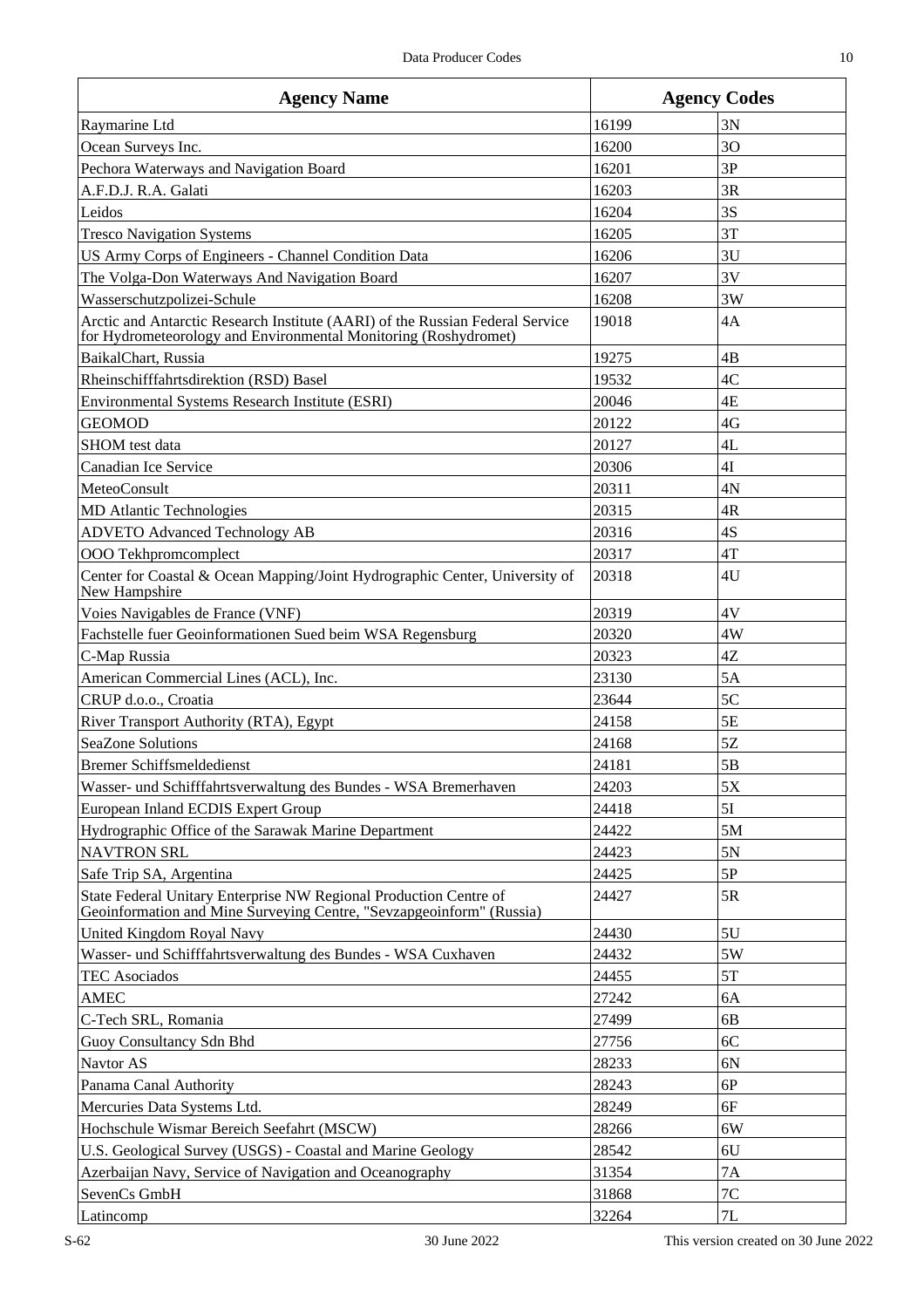| Agency Name | Agency Codes | |
|---|---|---|
| Raymarine Ltd | 16199 | 3N |
| Ocean Surveys Inc. | 16200 | 3O |
| Pechora Waterways and Navigation Board | 16201 | 3P |
| A.F.D.J. R.A. Galati | 16203 | 3R |
| Leidos | 16204 | 3S |
| Tresco Navigation Systems | 16205 | 3T |
| US Army Corps of Engineers - Channel Condition Data | 16206 | 3U |
| The Volga-Don Waterways And Navigation Board | 16207 | 3V |
| Wasserschutzpolizei-Schule | 16208 | 3W |
| Arctic and Antarctic Research Institute (AARI) of the Russian Federal Service for Hydrometeorology and Environmental Monitoring (Roshydromet) | 19018 | 4A |
| BaikalChart, Russia | 19275 | 4B |
| Rheinschifffahrtsdirektion (RSD) Basel | 19532 | 4C |
| Environmental Systems Research Institute (ESRI) | 20046 | 4E |
| GEOMOD | 20122 | 4G |
| SHOM test data | 20127 | 4L |
| Canadian Ice Service | 20306 | 4I |
| MeteoConsult | 20311 | 4N |
| MD Atlantic Technologies | 20315 | 4R |
| ADVETO Advanced Technology AB | 20316 | 4S |
| OOO Tekhpromcomplect | 20317 | 4T |
| Center for Coastal & Ocean Mapping/Joint Hydrographic Center, University of New Hampshire | 20318 | 4U |
| Voies Navigables de France (VNF) | 20319 | 4V |
| Fachstelle fuer Geoinformationen Sued beim WSA Regensburg | 20320 | 4W |
| C-Map Russia | 20323 | 4Z |
| American Commercial Lines (ACL), Inc. | 23130 | 5A |
| CRUP d.o.o., Croatia | 23644 | 5C |
| River Transport Authority (RTA), Egypt | 24158 | 5E |
| SeaZone Solutions | 24168 | 5Z |
| Bremer Schiffsmeldedienst | 24181 | 5B |
| Wasser- und Schifffahrtsverwaltung des Bundes - WSA Bremerhaven | 24203 | 5X |
| European Inland ECDIS Expert Group | 24418 | 5I |
| Hydrographic Office of the Sarawak Marine Department | 24422 | 5M |
| NAVTRON SRL | 24423 | 5N |
| Safe Trip SA, Argentina | 24425 | 5P |
| State Federal Unitary Enterprise NW Regional Production Centre of Geoinformation and Mine Surveying Centre, "Sevzapgeoinform" (Russia) | 24427 | 5R |
| United Kingdom Royal Navy | 24430 | 5U |
| Wasser- und Schifffahrtsverwaltung des Bundes - WSA Cuxhaven | 24432 | 5W |
| TEC Asociados | 24455 | 5T |
| AMEC | 27242 | 6A |
| C-Tech SRL, Romania | 27499 | 6B |
| Guoy Consultancy Sdn Bhd | 27756 | 6C |
| Navtor AS | 28233 | 6N |
| Panama Canal Authority | 28243 | 6P |
| Mercuries Data Systems Ltd. | 28249 | 6F |
| Hochschule Wismar Bereich Seefahrt (MSCW) | 28266 | 6W |
| U.S. Geological Survey (USGS) - Coastal and Marine Geology | 28542 | 6U |
| Azerbaijan Navy, Service of Navigation and Oceanography | 31354 | 7A |
| SevenCs GmbH | 31868 | 7C |
| Latincomp | 32264 | 7L |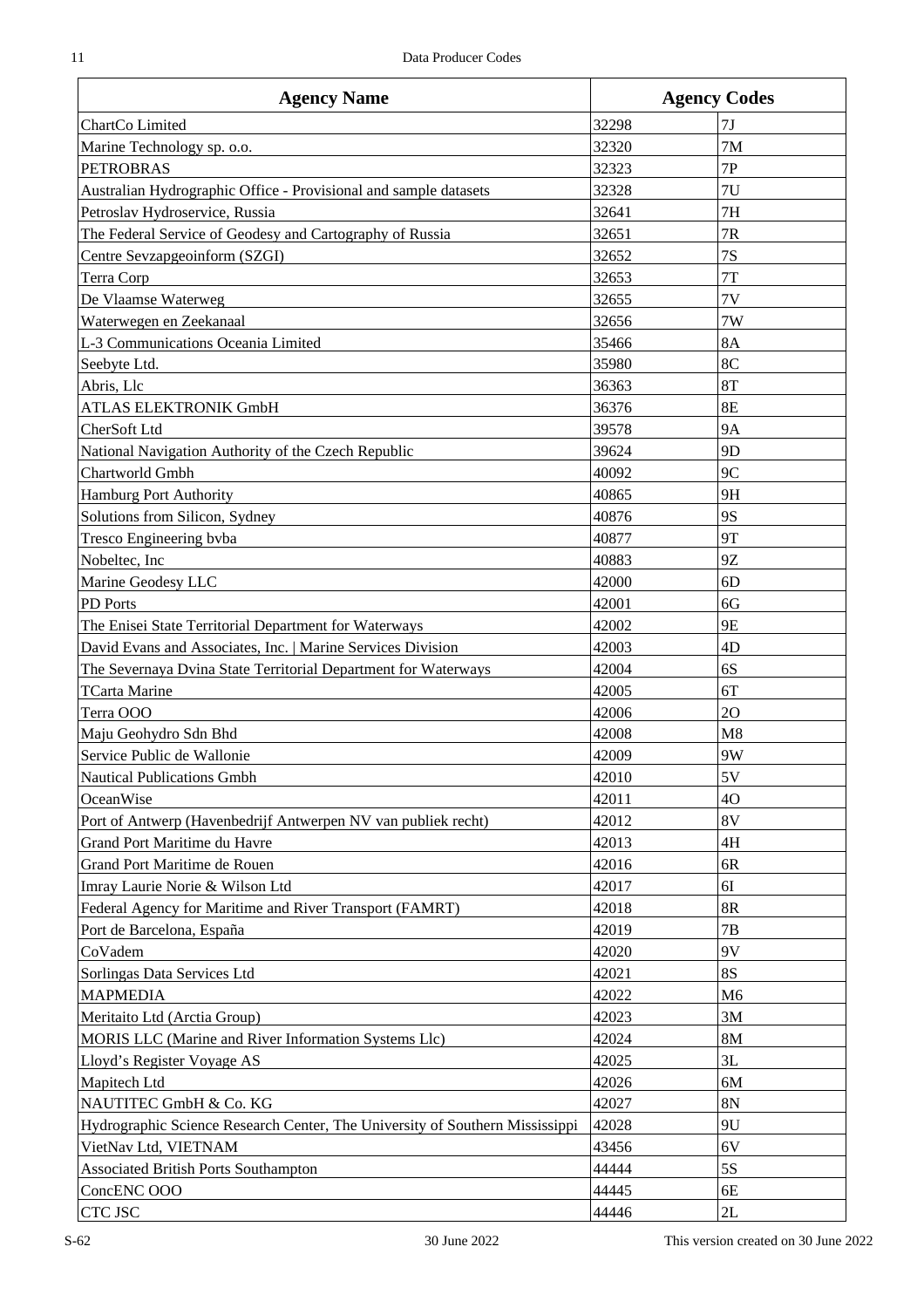| Agency Name | Agency Codes | |
|---|---|---|
| ChartCo Limited | 32298 | 7J |
| Marine Technology sp. o.o. | 32320 | 7M |
| PETROBRAS | 32323 | 7P |
| Australian Hydrographic Office - Provisional and sample datasets | 32328 | 7U |
| Petroslav Hydroservice, Russia | 32641 | 7H |
| The Federal Service of Geodesy and Cartography of Russia | 32651 | 7R |
| Centre Sevzapgeoinform (SZGI) | 32652 | 7S |
| Terra Corp | 32653 | 7T |
| De Vlaamse Waterweg | 32655 | 7V |
| Waterwegen en Zeekanaal | 32656 | 7W |
| L-3 Communications Oceania Limited | 35466 | 8A |
| Seebyte Ltd. | 35980 | 8C |
| Abris, Llc | 36363 | 8T |
| ATLAS ELEKTRONIK GmbH | 36376 | 8E |
| CherSoft Ltd | 39578 | 9A |
| National Navigation Authority of the Czech Republic | 39624 | 9D |
| Chartworld Gmbh | 40092 | 9C |
| Hamburg Port Authority | 40865 | 9H |
| Solutions from Silicon, Sydney | 40876 | 9S |
| Tresco Engineering bvba | 40877 | 9T |
| Nobeltec, Inc | 40883 | 9Z |
| Marine Geodesy LLC | 42000 | 6D |
| PD Ports | 42001 | 6G |
| The Enisei State Territorial Department for Waterways | 42002 | 9E |
| David Evans and Associates, Inc. \| Marine Services Division | 42003 | 4D |
| The Severnaya Dvina State Territorial Department for Waterways | 42004 | 6S |
| TCarta Marine | 42005 | 6T |
| Terra OOO | 42006 | 2O |
| Maju Geohydro Sdn Bhd | 42008 | M8 |
| Service Public de Wallonie | 42009 | 9W |
| Nautical Publications Gmbh | 42010 | 5V |
| OceanWise | 42011 | 4O |
| Port of Antwerp (Havenbedrijf Antwerpen NV van publiek recht) | 42012 | 8V |
| Grand Port Maritime du Havre | 42013 | 4H |
| Grand Port Maritime de Rouen | 42016 | 6R |
| Imray Laurie Norie & Wilson Ltd | 42017 | 6I |
| Federal Agency for Maritime and River Transport (FAMRT) | 42018 | 8R |
| Port de Barcelona, España | 42019 | 7B |
| CoVadem | 42020 | 9V |
| Sorlingas Data Services Ltd | 42021 | 8S |
| MAPMEDIA | 42022 | M6 |
| Meritaito Ltd (Arctia Group) | 42023 | 3M |
| MORIS LLC (Marine and River Information Systems Llc) | 42024 | 8M |
| Lloyd's Register Voyage AS | 42025 | 3L |
| Mapitech Ltd | 42026 | 6M |
| NAUTITEC GmbH & Co. KG | 42027 | 8N |
| Hydrographic Science Research Center, The University of Southern Mississippi | 42028 | 9U |
| VietNav Ltd, VIETNAM | 43456 | 6V |
| Associated British Ports Southampton | 44444 | 5S |
| ConcENC OOO | 44445 | 6E |
| CTC JSC | 44446 | 2L |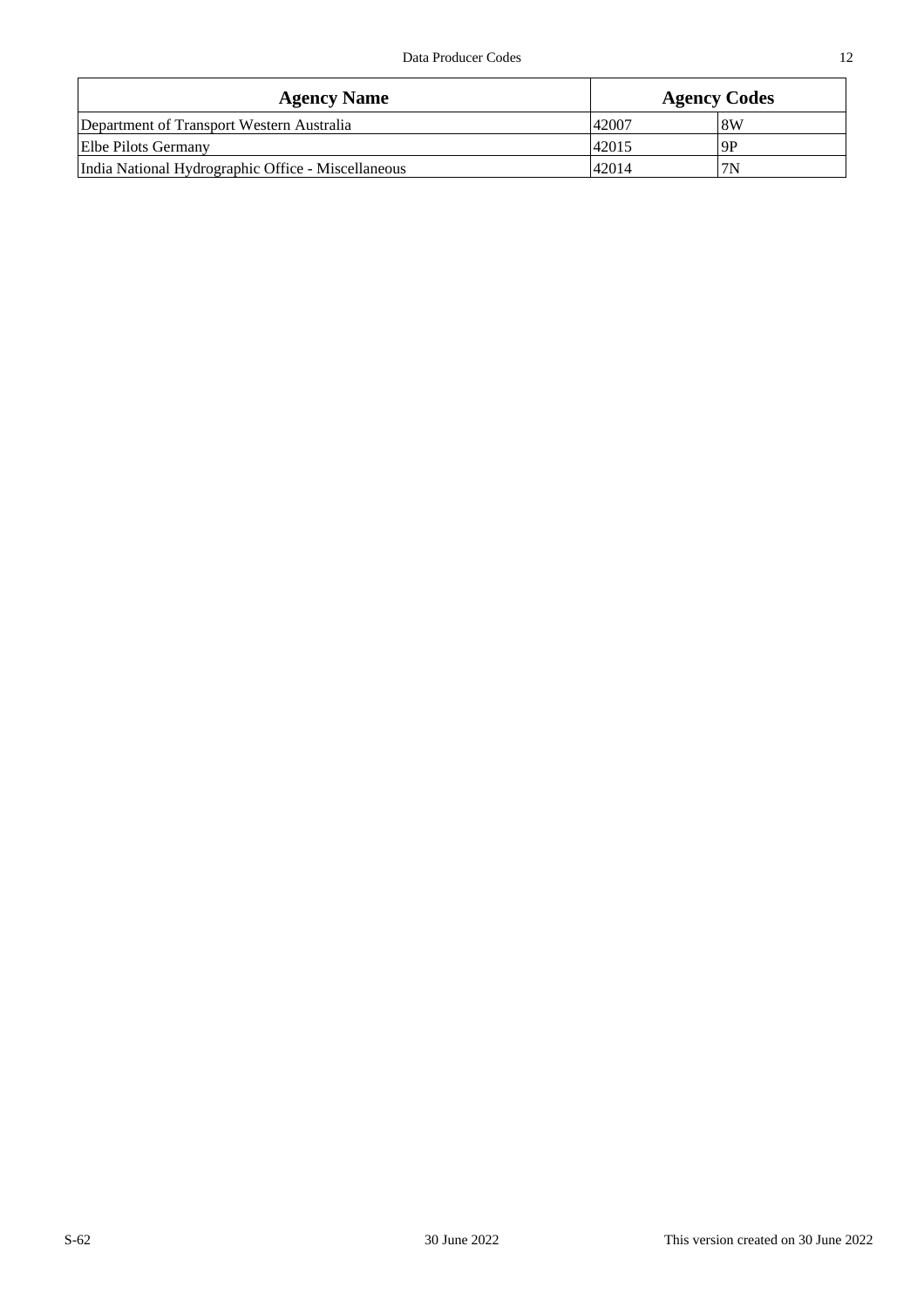| Agency Name | Agency Codes | |
|---|---|---|
| Department of Transport Western Australia | 42007 | 8W |
| Elbe Pilots Germany | 42015 | 9P |
| India National Hydrographic Office - Miscellaneous | 42014 | 7N |